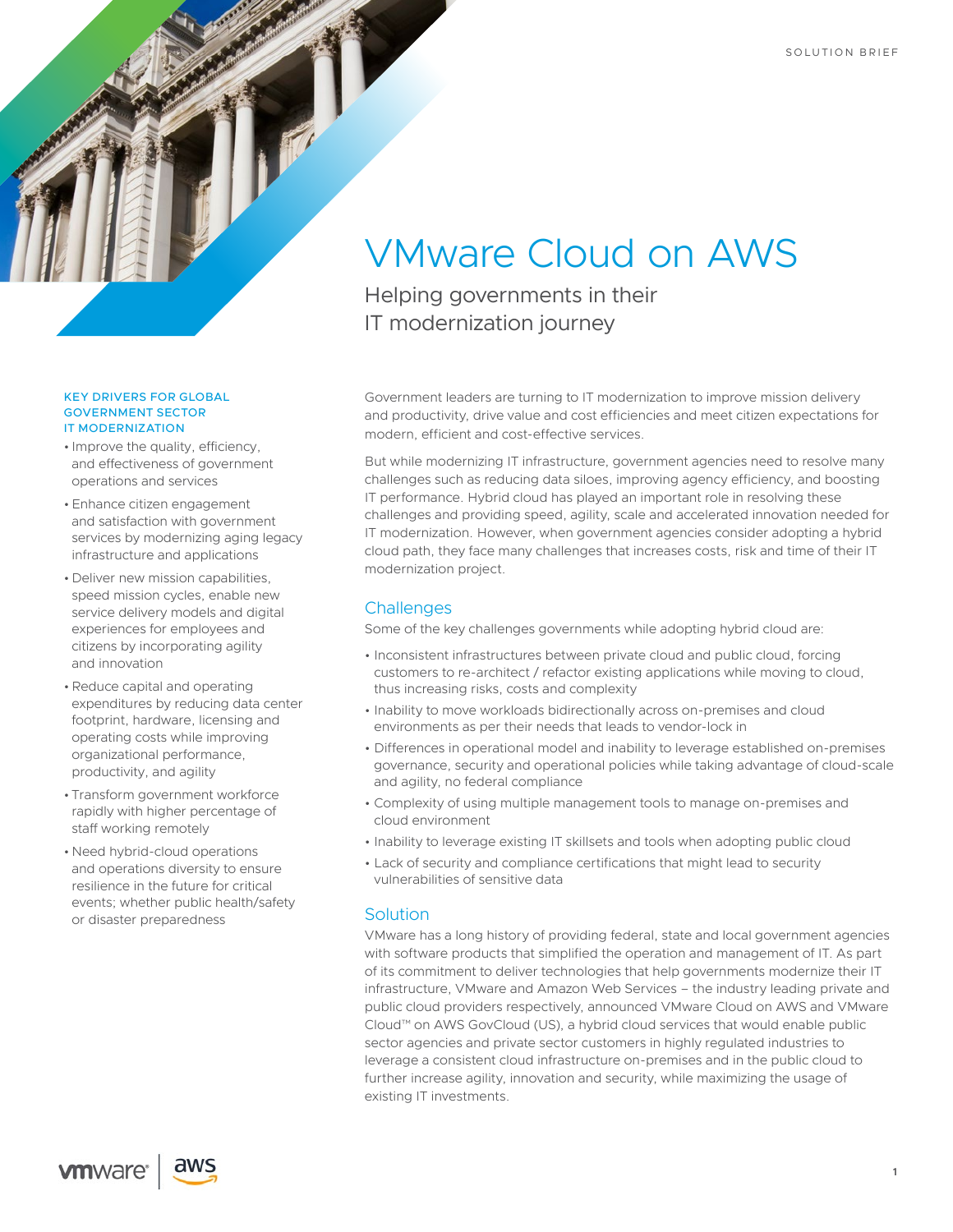SOLUTION BRIEF

# VMware Cloud on AWS

## Helping governments in their IT modernization journey

### KEY DRIVERS FOR GLOBAL GOVERNMENT SECTOR IT MODERNIZATION

- Improve the quality, efficiency, and effectiveness of government operations and services
- Enhance citizen engagement and satisfaction with government services by modernizing aging legacy infrastructure and applications
- Deliver new mission capabilities, speed mission cycles, enable new service delivery models and digital experiences for employees and citizens by incorporating agility and innovation
- Reduce capital and operating expenditures by reducing data center footprint, hardware, licensing and operating costs while improving organizational performance, productivity, and agility
- Transform government workforce rapidly with higher percentage of staff working remotely
- Need hybrid-cloud operations and operations diversity to ensure resilience in the future for critical events; whether public health/safety or disaster preparedness

Government leaders are turning to IT modernization to improve mission delivery and productivity, drive value and cost efficiencies and meet citizen expectations for modern, efficient and cost-effective services.

But while modernizing IT infrastructure, government agencies need to resolve many challenges such as reducing data siloes, improving agency efficiency, and boosting IT performance. Hybrid cloud has played an important role in resolving these challenges and providing speed, agility, scale and accelerated innovation needed for IT modernization. However, when government agencies consider adopting a hybrid cloud path, they face many challenges that increases costs, risk and time of their IT modernization project.

## Challenges

Some of the key challenges governments while adopting hybrid cloud are:

- Inconsistent infrastructures between private cloud and public cloud, forcing customers to re-architect / refactor existing applications while moving to cloud, thus increasing risks, costs and complexity
- Inability to move workloads bidirectionally across on-premises and cloud environments as per their needs that leads to vendor-lock in
- Differences in operational model and inability to leverage established on-premises governance, security and operational policies while taking advantage of cloud-scale and agility, no federal compliance
- Complexity of using multiple management tools to manage on-premises and cloud environment
- Inability to leverage existing IT skillsets and tools when adopting public cloud
- Lack of security and compliance certifications that might lead to security vulnerabilities of sensitive data

## Solution

VMware has a long history of providing federal, state and local government agencies with software products that simplified the operation and management of IT. As part of its commitment to deliver technologies that help governments modernize their IT infrastructure, VMware and Amazon Web Services – the industry leading private and public cloud providers respectively, announced VMware Cloud on AWS and VMware Cloud™ on AWS GovCloud (US), a hybrid cloud services that would enable public sector agencies and private sector customers in highly regulated industries to leverage a consistent cloud infrastructure on-premises and in the public cloud to further increase agility, innovation and security, while maximizing the usage of existing IT investments.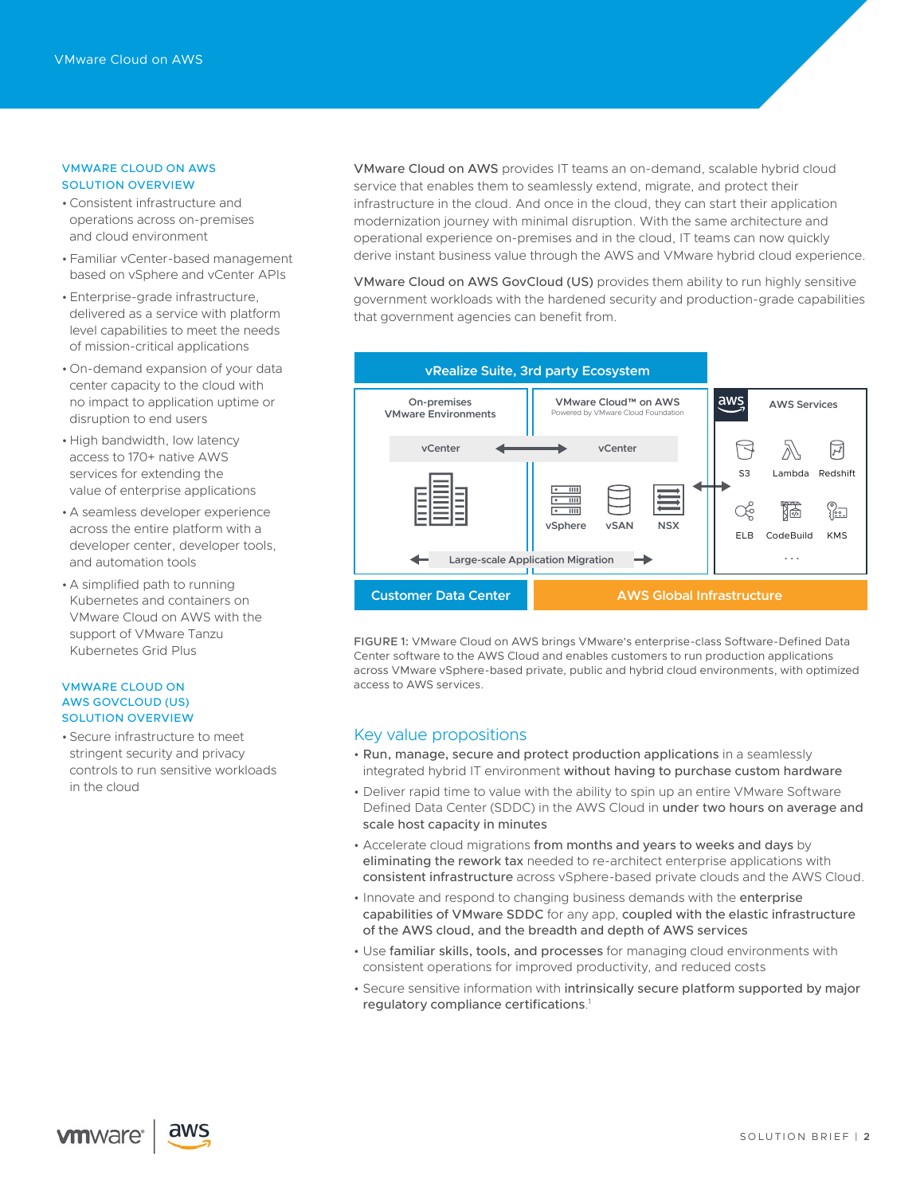### VMWARE CLOUD ON AWS SOLUTION OVERVIEW

- Consistent infrastructure and operations across on-premises and cloud environment
- Familiar vCenter-based management based on vSphere and vCenter APIs
- Enterprise-grade infrastructure, delivered as a service with platform level capabilities to meet the needs of mission-critical applications
- On-demand expansion of your data center capacity to the cloud with no impact to application uptime or disruption to end users
- High bandwidth, low latency access to 170+ native AWS services for extending the value of enterprise applications
- A seamless developer experience across the entire platform with a developer center, developer tools, and automation tools
- A simplified path to running Kubernetes and containers on VMware Cloud on AWS with the support of VMware Tanzu Kubernetes Grid Plus

### VMWARE CLOUD ON AWS GOVCLOUD (US) SOLUTION OVERVIEW

- Secure infrastructure to meet stringent security and privacy controls to run sensitive workloads in the cloud

VMware Cloud on AWS provides IT teams an on-demand, scalable hybrid cloud service that enables them to seamlessly extend, migrate, and protect their infrastructure in the cloud. And once in the cloud, they can start their application modernization journey with minimal disruption. With the same architecture and operational experience on-premises and in the cloud, IT teams can now quickly derive instant business value through the AWS and VMware hybrid cloud experience.

VMware Cloud on AWS GovCloud (US) provides them ability to run highly sensitive government workloads with the hardened security and production-grade capabilities that government agencies can benefit from.

vRealize Suite, 3rd party Ecosystem

On-premises VMware Environments | VMware Cloud™ on AWS (Powered by VMware Cloud Foundation) | AWS Services

vCenter ↔ vCenter

vSphere, vSAN, NSX

S3, Lambda, Redshift, ELB, CodeBuild, KMS ...

Large-scale Application Migration

Customer Data Center | AWS Global Infrastructure

FIGURE 1: VMware Cloud on AWS brings VMware's enterprise-class Software-Defined Data Center software to the AWS Cloud and enables customers to run production applications across VMware vSphere-based private, public and hybrid cloud environments, with optimized access to AWS services.

## Key value propositions

- **Run, manage, secure and protect production applications** in a seamlessly integrated hybrid IT environment **without having to purchase custom hardware**
- Deliver rapid time to value with the ability to spin up an entire VMware Software Defined Data Center (SDDC) in the AWS Cloud in **under two hours on average and scale host capacity in minutes**
- Accelerate cloud migrations **from months and years to weeks and days** by **eliminating the rework tax** needed to re-architect enterprise applications with **consistent infrastructure** across vSphere-based private clouds and the AWS Cloud.
- Innovate and respond to changing business demands with the **enterprise capabilities of VMware SDDC** for any app, **coupled with the elastic infrastructure of the AWS cloud, and the breadth and depth of AWS services**
- Use **familiar skills, tools, and processes** for managing cloud environments with consistent operations for improved productivity, and reduced costs
- Secure sensitive information with **intrinsically secure platform supported by major regulatory compliance certifications**.[1]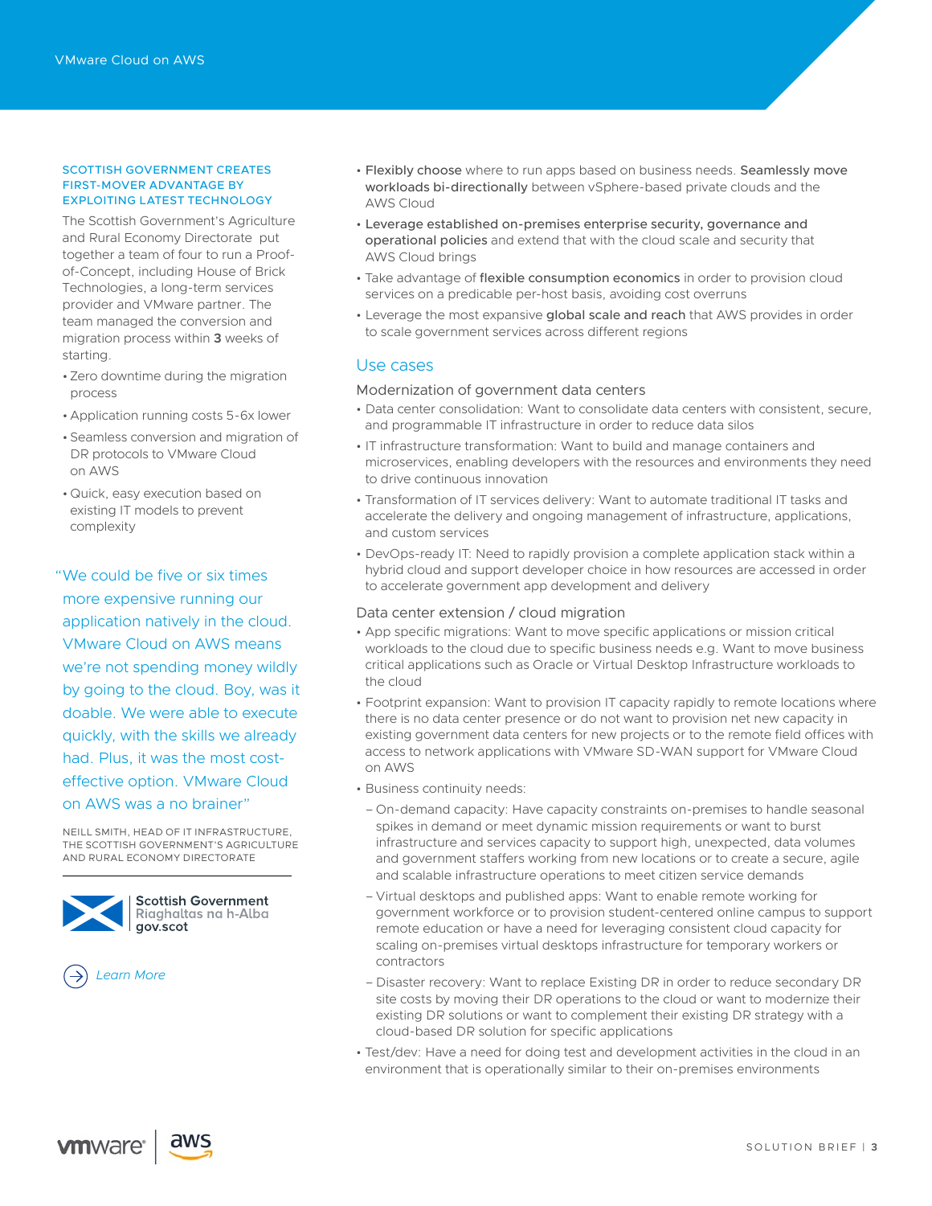### SCOTTISH GOVERNMENT CREATES FIRST-MOVER ADVANTAGE BY EXPLOITING LATEST TECHNOLOGY

The Scottish Government's Agriculture and Rural Economy Directorate put together a team of four to run a Proof-of-Concept, including House of Brick Technologies, a long-term services provider and VMware partner. The team managed the conversion and migration process within **3** weeks of starting.

- Zero downtime during the migration process
- Application running costs 5-6x lower
- Seamless conversion and migration of DR protocols to VMware Cloud on AWS
- Quick, easy execution based on existing IT models to prevent complexity

"We could be five or six times more expensive running our application natively in the cloud. VMware Cloud on AWS means we're not spending money wildly by going to the cloud. Boy, was it doable. We were able to execute quickly, with the skills we already had. Plus, it was the most cost-effective option. VMware Cloud on AWS was a no brainer"

NEILL SMITH, HEAD OF IT INFRASTRUCTURE, THE SCOTTISH GOVERNMENT'S AGRICULTURE AND RURAL ECONOMY DIRECTORATE

Scottish Government
Riaghaltas na h-Alba
gov.scot

*Learn More*

- **Flexibly choose** where to run apps based on business needs. **Seamlessly move workloads bi-directionally** between vSphere-based private clouds and the AWS Cloud
- **Leverage established on-premises enterprise security, governance and operational policies** and extend that with the cloud scale and security that AWS Cloud brings
- Take advantage of **flexible consumption economics** in order to provision cloud services on a predicable per-host basis, avoiding cost overruns
- Leverage the most expansive **global scale and reach** that AWS provides in order to scale government services across different regions

## Use cases

### Modernization of government data centers

- Data center consolidation: Want to consolidate data centers with consistent, secure, and programmable IT infrastructure in order to reduce data silos
- IT infrastructure transformation: Want to build and manage containers and microservices, enabling developers with the resources and environments they need to drive continuous innovation
- Transformation of IT services delivery: Want to automate traditional IT tasks and accelerate the delivery and ongoing management of infrastructure, applications, and custom services
- DevOps-ready IT: Need to rapidly provision a complete application stack within a hybrid cloud and support developer choice in how resources are accessed in order to accelerate government app development and delivery

### Data center extension / cloud migration

- App specific migrations: Want to move specific applications or mission critical workloads to the cloud due to specific business needs e.g. Want to move business critical applications such as Oracle or Virtual Desktop Infrastructure workloads to the cloud
- Footprint expansion: Want to provision IT capacity rapidly to remote locations where there is no data center presence or do not want to provision net new capacity in existing government data centers for new projects or to the remote field offices with access to network applications with VMware SD-WAN support for VMware Cloud on AWS
- Business continuity needs:
  - On-demand capacity: Have capacity constraints on-premises to handle seasonal spikes in demand or meet dynamic mission requirements or want to burst infrastructure and services capacity to support high, unexpected, data volumes and government staffers working from new locations or to create a secure, agile and scalable infrastructure operations to meet citizen service demands
  - Virtual desktops and published apps: Want to enable remote working for government workforce or to provision student-centered online campus to support remote education or have a need for leveraging consistent cloud capacity for scaling on-premises virtual desktops infrastructure for temporary workers or contractors
  - Disaster recovery: Want to replace Existing DR in order to reduce secondary DR site costs by moving their DR operations to the cloud or want to modernize their existing DR solutions or want to complement their existing DR strategy with a cloud-based DR solution for specific applications
- Test/dev: Have a need for doing test and development activities in the cloud in an environment that is operationally similar to their on-premises environments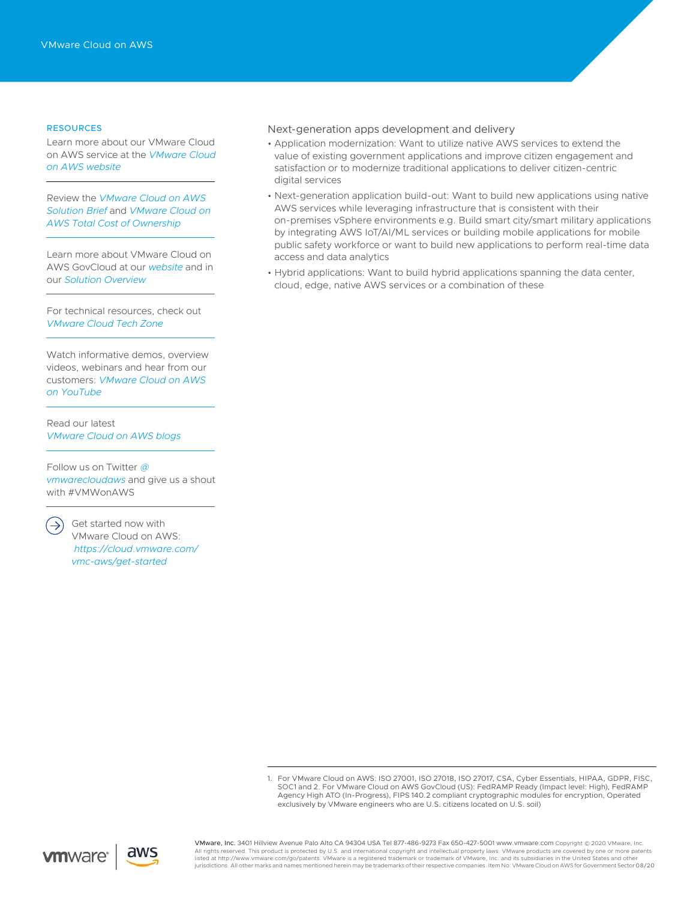## RESOURCES

Learn more about our VMware Cloud on AWS service at the *VMware Cloud on AWS website*

Review the *VMware Cloud on AWS Solution Brief* and *VMware Cloud on AWS Total Cost of Ownership*

Learn more about VMware Cloud on AWS GovCloud at our *website* and in our *Solution Overview*

For technical resources, check out *VMware Cloud Tech Zone*

Watch informative demos, overview videos, webinars and hear from our customers: *VMware Cloud on AWS on YouTube*

Read our latest *VMware Cloud on AWS blogs*

Follow us on Twitter *@vmwarecloudaws* and give us a shout with #VMWonAWS

Get started now with VMware Cloud on AWS: *https://cloud.vmware.com/vmc-aws/get-started*

### Next-generation apps development and delivery

- Application modernization: Want to utilize native AWS services to extend the value of existing government applications and improve citizen engagement and satisfaction or to modernize traditional applications to deliver citizen-centric digital services
- Next-generation application build-out: Want to build new applications using native AWS services while leveraging infrastructure that is consistent with their on-premises vSphere environments e.g. Build smart city/smart military applications by integrating AWS IoT/AI/ML services or building mobile applications for mobile public safety workforce or want to build new applications to perform real-time data access and data analytics
- Hybrid applications: Want to build hybrid applications spanning the data center, cloud, edge, native AWS services or a combination of these

1. For VMware Cloud on AWS: ISO 27001, ISO 27018, ISO 27017, CSA, Cyber Essentials, HIPAA, GDPR, FISC, SOC1 and 2. For VMware Cloud on AWS GovCloud (US): FedRAMP Ready (Impact level: High), FedRAMP Agency High ATO (In-Progress), FIPS 140.2 compliant cryptographic modules for encryption, Operated exclusively by VMware engineers who are U.S. citizens located on U.S. soil)

VMware, Inc. 3401 Hillview Avenue Palo Alto CA 94304 USA Tel 877-486-9273 Fax 650-427-5001 www.vmware.com Copyright © 2020 VMware, Inc. All rights reserved. This product is protected by U.S. and international copyright and intellectual property laws. VMware products are covered by one or more patents listed at http://www.vmware.com/go/patents. VMware is a registered trademark or trademark of VMware, Inc. and its subsidiaries in the United States and other jurisdictions. All other marks and names mentioned herein may be trademarks of their respective companies. Item No: VMware Cloud on AWS for Government Sector 08/20